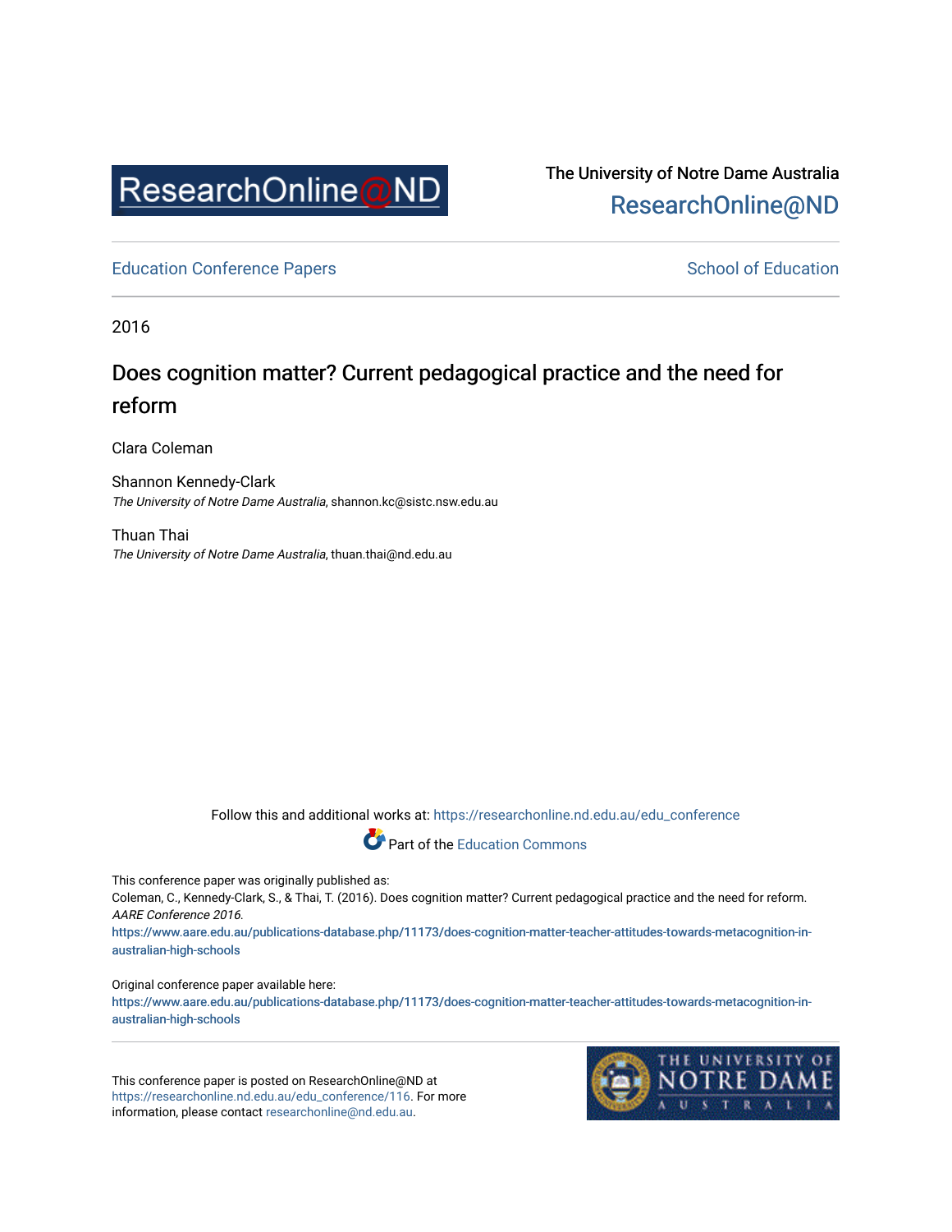ResearchOnline@ND

The University of Notre Dame Australia
ResearchOnline@ND

Education Conference Papers | School of Education

2016

# Does cognition matter? Current pedagogical practice and the need for reform

Clara Coleman

Shannon Kennedy-Clark
*The University of Notre Dame Australia*, shannon.kc@sistc.nsw.edu.au

Thuan Thai
*The University of Notre Dame Australia*, thuan.thai@nd.edu.au

Follow this and additional works at: https://researchonline.nd.edu.au/edu_conference

Part of the Education Commons

This conference paper was originally published as:
Coleman, C., Kennedy-Clark, S., & Thai, T. (2016). Does cognition matter? Current pedagogical practice and the need for reform. *AARE Conference 2016*.
https://www.aare.edu.au/publications-database.php/11173/does-cognition-matter-teacher-attitudes-towards-metacognition-in-australian-high-schools

Original conference paper available here:
https://www.aare.edu.au/publications-database.php/11173/does-cognition-matter-teacher-attitudes-towards-metacognition-in-australian-high-schools

This conference paper is posted on ResearchOnline@ND at https://researchonline.nd.edu.au/edu_conference/116. For more information, please contact researchonline@nd.edu.au.

THE UNIVERSITY OF NOTRE DAME AUSTRALIA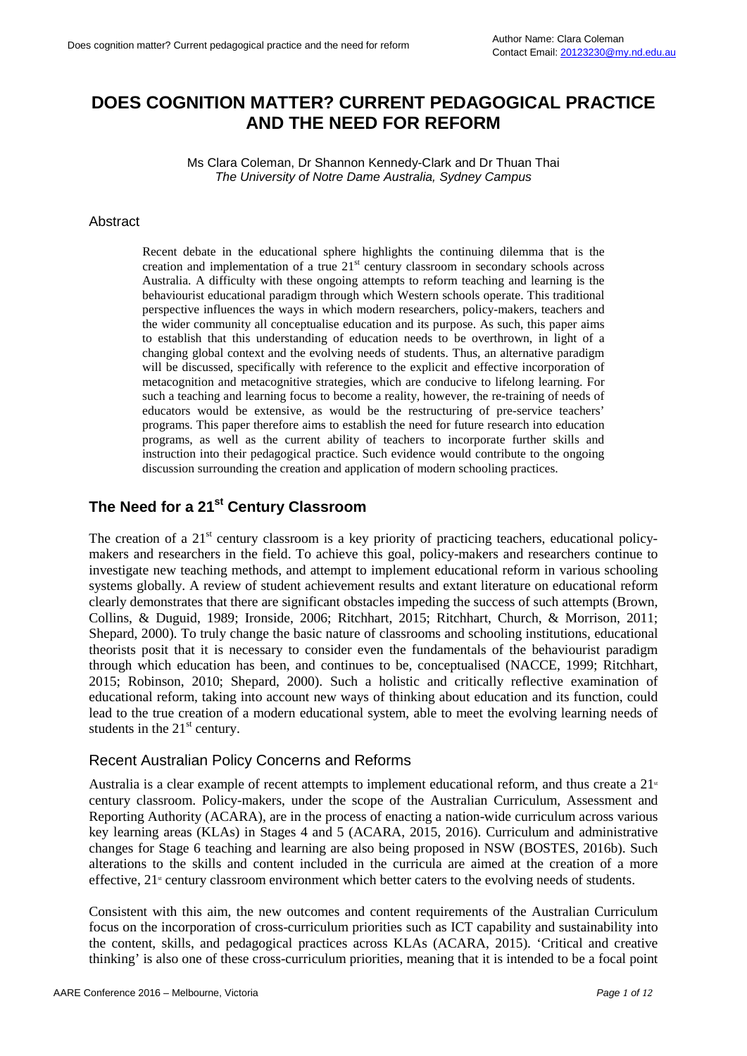# DOES COGNITION MATTER? CURRENT PEDAGOGICAL PRACTICE AND THE NEED FOR REFORM

Ms Clara Coleman, Dr Shannon Kennedy-Clark and Dr Thuan Thai
*The University of Notre Dame Australia, Sydney Campus*

Author Name: Clara Coleman
Contact Email: 20123230@my.nd.edu.au

## Abstract

Recent debate in the educational sphere highlights the continuing dilemma that is the creation and implementation of a true 21st century classroom in secondary schools across Australia. A difficulty with these ongoing attempts to reform teaching and learning is the behaviourist educational paradigm through which Western schools operate. This traditional perspective influences the ways in which modern researchers, policy-makers, teachers and the wider community all conceptualise education and its purpose. As such, this paper aims to establish that this understanding of education needs to be overthrown, in light of a changing global context and the evolving needs of students. Thus, an alternative paradigm will be discussed, specifically with reference to the explicit and effective incorporation of metacognition and metacognitive strategies, which are conducive to lifelong learning. For such a teaching and learning focus to become a reality, however, the re-training of needs of educators would be extensive, as would be the restructuring of pre-service teachers' programs. This paper therefore aims to establish the need for future research into education programs, as well as the current ability of teachers to incorporate further skills and instruction into their pedagogical practice. Such evidence would contribute to the ongoing discussion surrounding the creation and application of modern schooling practices.

## The Need for a 21st Century Classroom

The creation of a 21st century classroom is a key priority of practicing teachers, educational policy-makers and researchers in the field. To achieve this goal, policy-makers and researchers continue to investigate new teaching methods, and attempt to implement educational reform in various schooling systems globally. A review of student achievement results and extant literature on educational reform clearly demonstrates that there are significant obstacles impeding the success of such attempts (Brown, Collins, & Duguid, 1989; Ironside, 2006; Ritchhart, 2015; Ritchhart, Church, & Morrison, 2011; Shepard, 2000). To truly change the basic nature of classrooms and schooling institutions, educational theorists posit that it is necessary to consider even the fundamentals of the behaviourist paradigm through which education has been, and continues to be, conceptualised (NACCE, 1999; Ritchhart, 2015; Robinson, 2010; Shepard, 2000). Such a holistic and critically reflective examination of educational reform, taking into account new ways of thinking about education and its function, could lead to the true creation of a modern educational system, able to meet the evolving learning needs of students in the 21st century.

### Recent Australian Policy Concerns and Reforms

Australia is a clear example of recent attempts to implement educational reform, and thus create a 21st century classroom. Policy-makers, under the scope of the Australian Curriculum, Assessment and Reporting Authority (ACARA), are in the process of enacting a nation-wide curriculum across various key learning areas (KLAs) in Stages 4 and 5 (ACARA, 2015, 2016). Curriculum and administrative changes for Stage 6 teaching and learning are also being proposed in NSW (BOSTES, 2016b). Such alterations to the skills and content included in the curricula are aimed at the creation of a more effective, 21st century classroom environment which better caters to the evolving needs of students.

Consistent with this aim, the new outcomes and content requirements of the Australian Curriculum focus on the incorporation of cross-curriculum priorities such as ICT capability and sustainability into the content, skills, and pedagogical practices across KLAs (ACARA, 2015). 'Critical and creative thinking' is also one of these cross-curriculum priorities, meaning that it is intended to be a focal point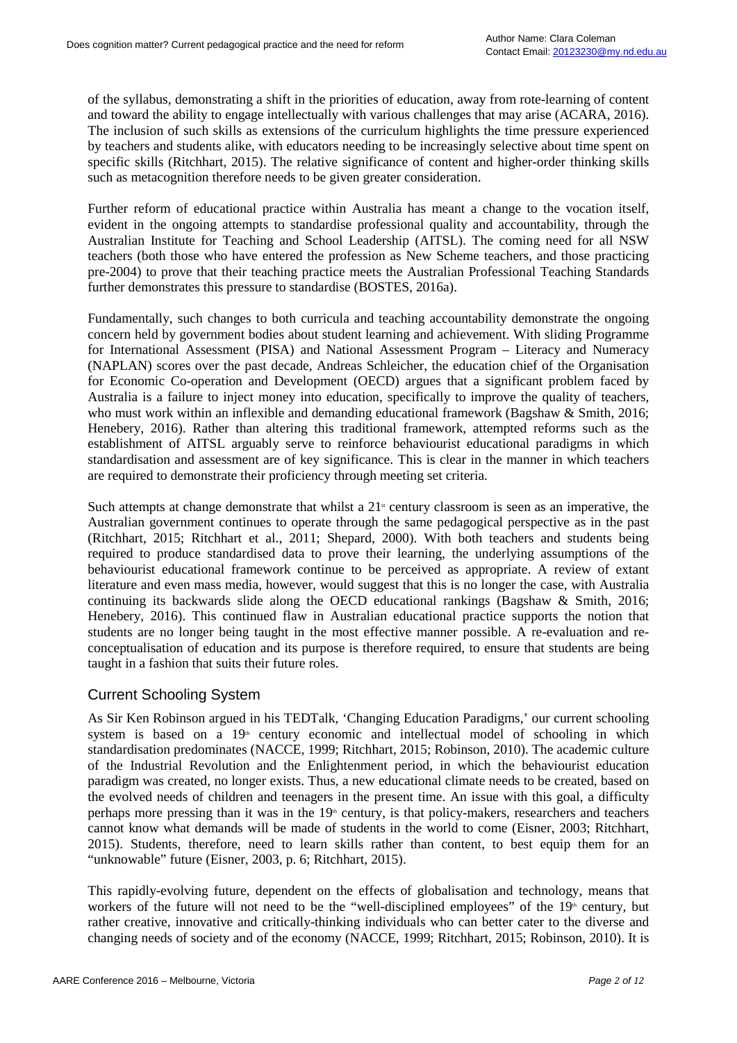of the syllabus, demonstrating a shift in the priorities of education, away from rote-learning of content and toward the ability to engage intellectually with various challenges that may arise (ACARA, 2016). The inclusion of such skills as extensions of the curriculum highlights the time pressure experienced by teachers and students alike, with educators needing to be increasingly selective about time spent on specific skills (Ritchhart, 2015). The relative significance of content and higher-order thinking skills such as metacognition therefore needs to be given greater consideration.

Further reform of educational practice within Australia has meant a change to the vocation itself, evident in the ongoing attempts to standardise professional quality and accountability, through the Australian Institute for Teaching and School Leadership (AITSL). The coming need for all NSW teachers (both those who have entered the profession as New Scheme teachers, and those practicing pre-2004) to prove that their teaching practice meets the Australian Professional Teaching Standards further demonstrates this pressure to standardise (BOSTES, 2016a).

Fundamentally, such changes to both curricula and teaching accountability demonstrate the ongoing concern held by government bodies about student learning and achievement. With sliding Programme for International Assessment (PISA) and National Assessment Program – Literacy and Numeracy (NAPLAN) scores over the past decade, Andreas Schleicher, the education chief of the Organisation for Economic Co-operation and Development (OECD) argues that a significant problem faced by Australia is a failure to inject money into education, specifically to improve the quality of teachers, who must work within an inflexible and demanding educational framework (Bagshaw & Smith, 2016; Henebery, 2016). Rather than altering this traditional framework, attempted reforms such as the establishment of AITSL arguably serve to reinforce behaviourist educational paradigms in which standardisation and assessment are of key significance. This is clear in the manner in which teachers are required to demonstrate their proficiency through meeting set criteria.

Such attempts at change demonstrate that whilst a 21st century classroom is seen as an imperative, the Australian government continues to operate through the same pedagogical perspective as in the past (Ritchhart, 2015; Ritchhart et al., 2011; Shepard, 2000). With both teachers and students being required to produce standardised data to prove their learning, the underlying assumptions of the behaviourist educational framework continue to be perceived as appropriate. A review of extant literature and even mass media, however, would suggest that this is no longer the case, with Australia continuing its backwards slide along the OECD educational rankings (Bagshaw & Smith, 2016; Henebery, 2016). This continued flaw in Australian educational practice supports the notion that students are no longer being taught in the most effective manner possible. A re-evaluation and re-conceptualisation of education and its purpose is therefore required, to ensure that students are being taught in a fashion that suits their future roles.

## Current Schooling System

As Sir Ken Robinson argued in his TEDTalk, 'Changing Education Paradigms,' our current schooling system is based on a 19th century economic and intellectual model of schooling in which standardisation predominates (NACCE, 1999; Ritchhart, 2015; Robinson, 2010). The academic culture of the Industrial Revolution and the Enlightenment period, in which the behaviourist education paradigm was created, no longer exists. Thus, a new educational climate needs to be created, based on the evolved needs of children and teenagers in the present time. An issue with this goal, a difficulty perhaps more pressing than it was in the 19th century, is that policy-makers, researchers and teachers cannot know what demands will be made of students in the world to come (Eisner, 2003; Ritchhart, 2015). Students, therefore, need to learn skills rather than content, to best equip them for an "unknowable" future (Eisner, 2003, p. 6; Ritchhart, 2015).

This rapidly-evolving future, dependent on the effects of globalisation and technology, means that workers of the future will not need to be the "well-disciplined employees" of the 19th century, but rather creative, innovative and critically-thinking individuals who can better cater to the diverse and changing needs of society and of the economy (NACCE, 1999; Ritchhart, 2015; Robinson, 2010). It is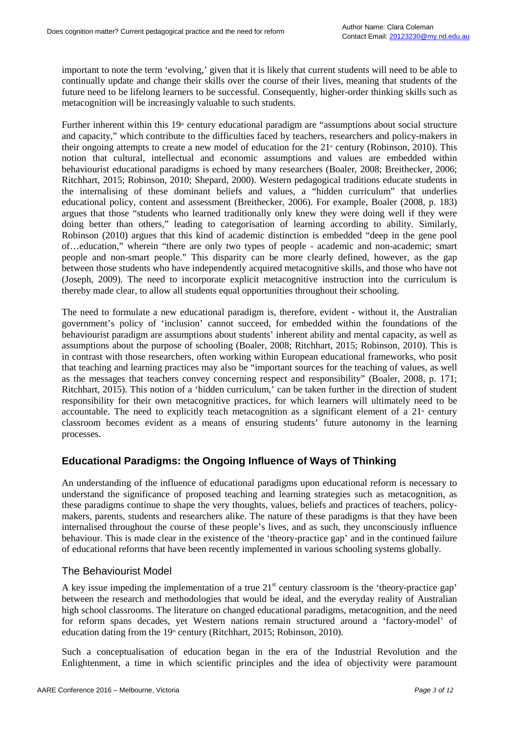important to note the term 'evolving,' given that it is likely that current students will need to be able to continually update and change their skills over the course of their lives, meaning that students of the future need to be lifelong learners to be successful. Consequently, higher-order thinking skills such as metacognition will be increasingly valuable to such students.

Further inherent within this 19th century educational paradigm are "assumptions about social structure and capacity," which contribute to the difficulties faced by teachers, researchers and policy-makers in their ongoing attempts to create a new model of education for the 21st century (Robinson, 2010). This notion that cultural, intellectual and economic assumptions and values are embedded within behaviourist educational paradigms is echoed by many researchers (Boaler, 2008; Breithecker, 2006; Ritchhart, 2015; Robinson, 2010; Shepard, 2000). Western pedagogical traditions educate students in the internalising of these dominant beliefs and values, a "hidden curriculum" that underlies educational policy, content and assessment (Breithecker, 2006). For example, Boaler (2008, p. 183) argues that those "students who learned traditionally only knew they were doing well if they were doing better than others," leading to categorisation of learning according to ability. Similarly, Robinson (2010) argues that this kind of academic distinction is embedded "deep in the gene pool of…education," wherein "there are only two types of people - academic and non-academic; smart people and non-smart people." This disparity can be more clearly defined, however, as the gap between those students who have independently acquired metacognitive skills, and those who have not (Joseph, 2009). The need to incorporate explicit metacognitive instruction into the curriculum is thereby made clear, to allow all students equal opportunities throughout their schooling.

The need to formulate a new educational paradigm is, therefore, evident - without it, the Australian government's policy of 'inclusion' cannot succeed, for embedded within the foundations of the behaviourist paradigm are assumptions about students' inherent ability and mental capacity, as well as assumptions about the purpose of schooling (Boaler, 2008; Ritchhart, 2015; Robinson, 2010). This is in contrast with those researchers, often working within European educational frameworks, who posit that teaching and learning practices may also be "important sources for the teaching of values, as well as the messages that teachers convey concerning respect and responsibility" (Boaler, 2008, p. 171; Ritchhart, 2015). This notion of a 'hidden curriculum,' can be taken further in the direction of student responsibility for their own metacognitive practices, for which learners will ultimately need to be accountable. The need to explicitly teach metacognition as a significant element of a 21st century classroom becomes evident as a means of ensuring students' future autonomy in the learning processes.

## Educational Paradigms: the Ongoing Influence of Ways of Thinking

An understanding of the influence of educational paradigms upon educational reform is necessary to understand the significance of proposed teaching and learning strategies such as metacognition, as these paradigms continue to shape the very thoughts, values, beliefs and practices of teachers, policy-makers, parents, students and researchers alike. The nature of these paradigms is that they have been internalised throughout the course of these people's lives, and as such, they unconsciously influence behaviour. This is made clear in the existence of the 'theory-practice gap' and in the continued failure of educational reforms that have been recently implemented in various schooling systems globally.

### The Behaviourist Model

A key issue impeding the implementation of a true 21st century classroom is the 'theory-practice gap' between the research and methodologies that would be ideal, and the everyday reality of Australian high school classrooms. The literature on changed educational paradigms, metacognition, and the need for reform spans decades, yet Western nations remain structured around a 'factory-model' of education dating from the 19th century (Ritchhart, 2015; Robinson, 2010).

Such a conceptualisation of education began in the era of the Industrial Revolution and the Enlightenment, a time in which scientific principles and the idea of objectivity were paramount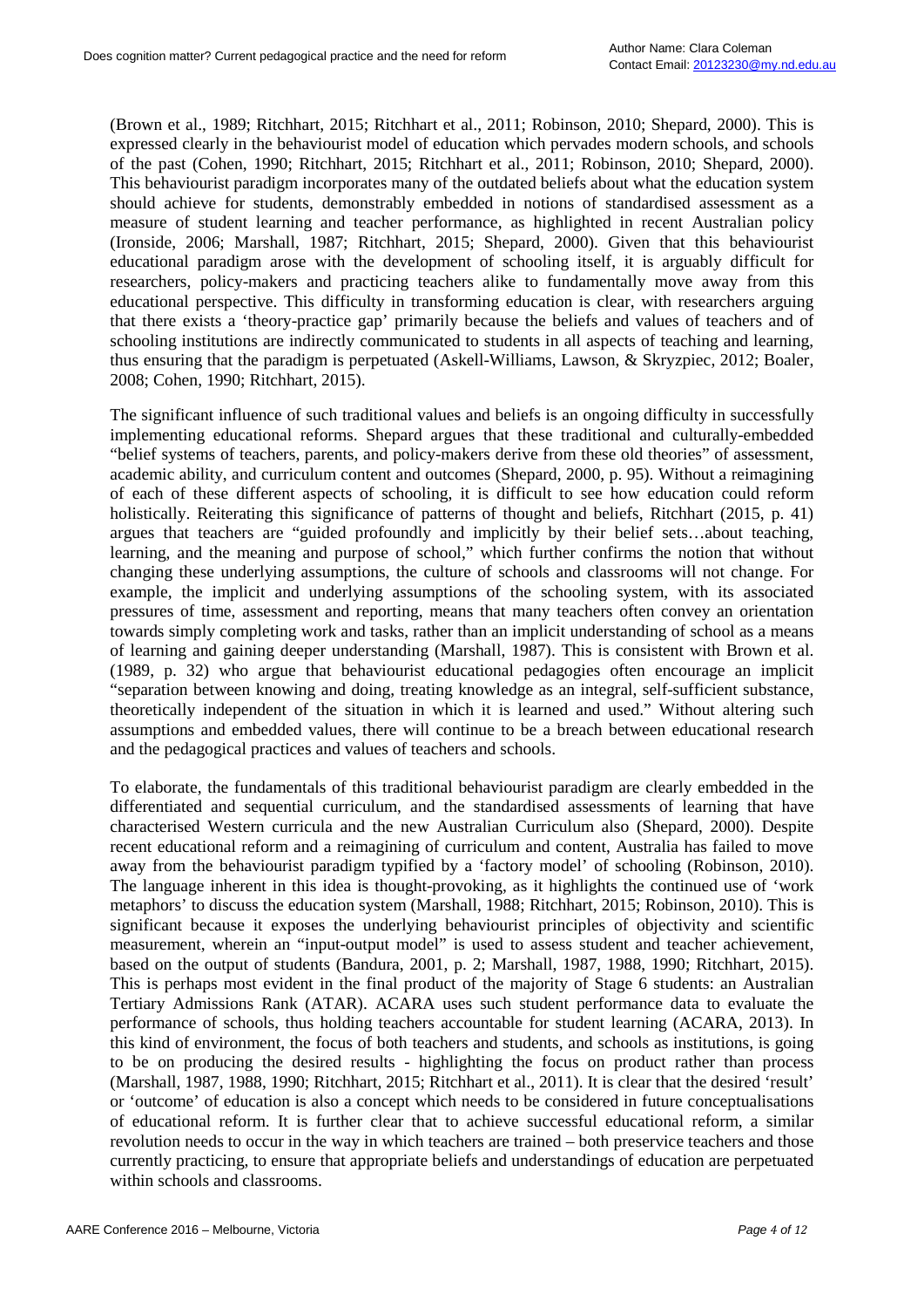(Brown et al., 1989; Ritchhart, 2015; Ritchhart et al., 2011; Robinson, 2010; Shepard, 2000). This is expressed clearly in the behaviourist model of education which pervades modern schools, and schools of the past (Cohen, 1990; Ritchhart, 2015; Ritchhart et al., 2011; Robinson, 2010; Shepard, 2000). This behaviourist paradigm incorporates many of the outdated beliefs about what the education system should achieve for students, demonstrably embedded in notions of standardised assessment as a measure of student learning and teacher performance, as highlighted in recent Australian policy (Ironside, 2006; Marshall, 1987; Ritchhart, 2015; Shepard, 2000). Given that this behaviourist educational paradigm arose with the development of schooling itself, it is arguably difficult for researchers, policy-makers and practicing teachers alike to fundamentally move away from this educational perspective. This difficulty in transforming education is clear, with researchers arguing that there exists a 'theory-practice gap' primarily because the beliefs and values of teachers and of schooling institutions are indirectly communicated to students in all aspects of teaching and learning, thus ensuring that the paradigm is perpetuated (Askell-Williams, Lawson, & Skryzpiec, 2012; Boaler, 2008; Cohen, 1990; Ritchhart, 2015).

The significant influence of such traditional values and beliefs is an ongoing difficulty in successfully implementing educational reforms. Shepard argues that these traditional and culturally-embedded "belief systems of teachers, parents, and policy-makers derive from these old theories" of assessment, academic ability, and curriculum content and outcomes (Shepard, 2000, p. 95). Without a reimagining of each of these different aspects of schooling, it is difficult to see how education could reform holistically. Reiterating this significance of patterns of thought and beliefs, Ritchhart (2015, p. 41) argues that teachers are "guided profoundly and implicitly by their belief sets…about teaching, learning, and the meaning and purpose of school," which further confirms the notion that without changing these underlying assumptions, the culture of schools and classrooms will not change. For example, the implicit and underlying assumptions of the schooling system, with its associated pressures of time, assessment and reporting, means that many teachers often convey an orientation towards simply completing work and tasks, rather than an implicit understanding of school as a means of learning and gaining deeper understanding (Marshall, 1987). This is consistent with Brown et al. (1989, p. 32) who argue that behaviourist educational pedagogies often encourage an implicit "separation between knowing and doing, treating knowledge as an integral, self-sufficient substance, theoretically independent of the situation in which it is learned and used." Without altering such assumptions and embedded values, there will continue to be a breach between educational research and the pedagogical practices and values of teachers and schools.

To elaborate, the fundamentals of this traditional behaviourist paradigm are clearly embedded in the differentiated and sequential curriculum, and the standardised assessments of learning that have characterised Western curricula and the new Australian Curriculum also (Shepard, 2000). Despite recent educational reform and a reimagining of curriculum and content, Australia has failed to move away from the behaviourist paradigm typified by a 'factory model' of schooling (Robinson, 2010). The language inherent in this idea is thought-provoking, as it highlights the continued use of 'work metaphors' to discuss the education system (Marshall, 1988; Ritchhart, 2015; Robinson, 2010). This is significant because it exposes the underlying behaviourist principles of objectivity and scientific measurement, wherein an "input-output model" is used to assess student and teacher achievement, based on the output of students (Bandura, 2001, p. 2; Marshall, 1987, 1988, 1990; Ritchhart, 2015). This is perhaps most evident in the final product of the majority of Stage 6 students: an Australian Tertiary Admissions Rank (ATAR). ACARA uses such student performance data to evaluate the performance of schools, thus holding teachers accountable for student learning (ACARA, 2013). In this kind of environment, the focus of both teachers and students, and schools as institutions, is going to be on producing the desired results - highlighting the focus on product rather than process (Marshall, 1987, 1988, 1990; Ritchhart, 2015; Ritchhart et al., 2011). It is clear that the desired 'result' or 'outcome' of education is also a concept which needs to be considered in future conceptualisations of educational reform. It is further clear that to achieve successful educational reform, a similar revolution needs to occur in the way in which teachers are trained – both preservice teachers and those currently practicing, to ensure that appropriate beliefs and understandings of education are perpetuated within schools and classrooms.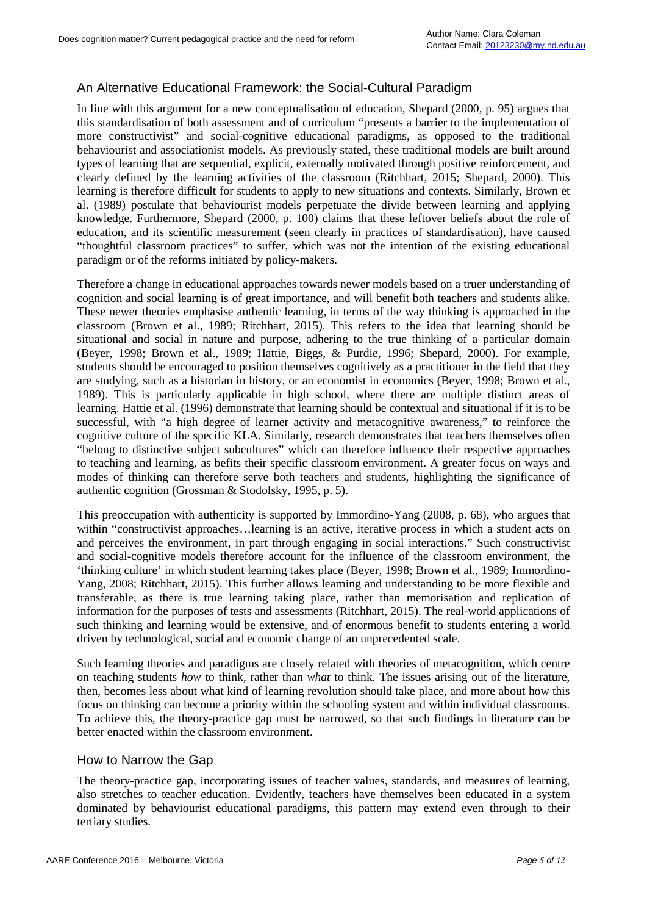## An Alternative Educational Framework: the Social-Cultural Paradigm

In line with this argument for a new conceptualisation of education, Shepard (2000, p. 95) argues that this standardisation of both assessment and of curriculum "presents a barrier to the implementation of more constructivist" and social-cognitive educational paradigms, as opposed to the traditional behaviourist and associationist models. As previously stated, these traditional models are built around types of learning that are sequential, explicit, externally motivated through positive reinforcement, and clearly defined by the learning activities of the classroom (Ritchhart, 2015; Shepard, 2000). This learning is therefore difficult for students to apply to new situations and contexts. Similarly, Brown et al. (1989) postulate that behaviourist models perpetuate the divide between learning and applying knowledge. Furthermore, Shepard (2000, p. 100) claims that these leftover beliefs about the role of education, and its scientific measurement (seen clearly in practices of standardisation), have caused "thoughtful classroom practices" to suffer, which was not the intention of the existing educational paradigm or of the reforms initiated by policy-makers.

Therefore a change in educational approaches towards newer models based on a truer understanding of cognition and social learning is of great importance, and will benefit both teachers and students alike. These newer theories emphasise authentic learning, in terms of the way thinking is approached in the classroom (Brown et al., 1989; Ritchhart, 2015). This refers to the idea that learning should be situational and social in nature and purpose, adhering to the true thinking of a particular domain (Beyer, 1998; Brown et al., 1989; Hattie, Biggs, & Purdie, 1996; Shepard, 2000). For example, students should be encouraged to position themselves cognitively as a practitioner in the field that they are studying, such as a historian in history, or an economist in economics (Beyer, 1998; Brown et al., 1989). This is particularly applicable in high school, where there are multiple distinct areas of learning. Hattie et al. (1996) demonstrate that learning should be contextual and situational if it is to be successful, with "a high degree of learner activity and metacognitive awareness," to reinforce the cognitive culture of the specific KLA. Similarly, research demonstrates that teachers themselves often "belong to distinctive subject subcultures" which can therefore influence their respective approaches to teaching and learning, as befits their specific classroom environment. A greater focus on ways and modes of thinking can therefore serve both teachers and students, highlighting the significance of authentic cognition (Grossman & Stodolsky, 1995, p. 5).

This preoccupation with authenticity is supported by Immordino-Yang (2008, p. 68), who argues that within "constructivist approaches…learning is an active, iterative process in which a student acts on and perceives the environment, in part through engaging in social interactions." Such constructivist and social-cognitive models therefore account for the influence of the classroom environment, the 'thinking culture' in which student learning takes place (Beyer, 1998; Brown et al., 1989; Immordino-Yang, 2008; Ritchhart, 2015). This further allows learning and understanding to be more flexible and transferable, as there is true learning taking place, rather than memorisation and replication of information for the purposes of tests and assessments (Ritchhart, 2015). The real-world applications of such thinking and learning would be extensive, and of enormous benefit to students entering a world driven by technological, social and economic change of an unprecedented scale.

Such learning theories and paradigms are closely related with theories of metacognition, which centre on teaching students *how* to think, rather than *what* to think. The issues arising out of the literature, then, becomes less about what kind of learning revolution should take place, and more about how this focus on thinking can become a priority within the schooling system and within individual classrooms. To achieve this, the theory-practice gap must be narrowed, so that such findings in literature can be better enacted within the classroom environment.

## How to Narrow the Gap

The theory-practice gap, incorporating issues of teacher values, standards, and measures of learning, also stretches to teacher education. Evidently, teachers have themselves been educated in a system dominated by behaviourist educational paradigms, this pattern may extend even through to their tertiary studies.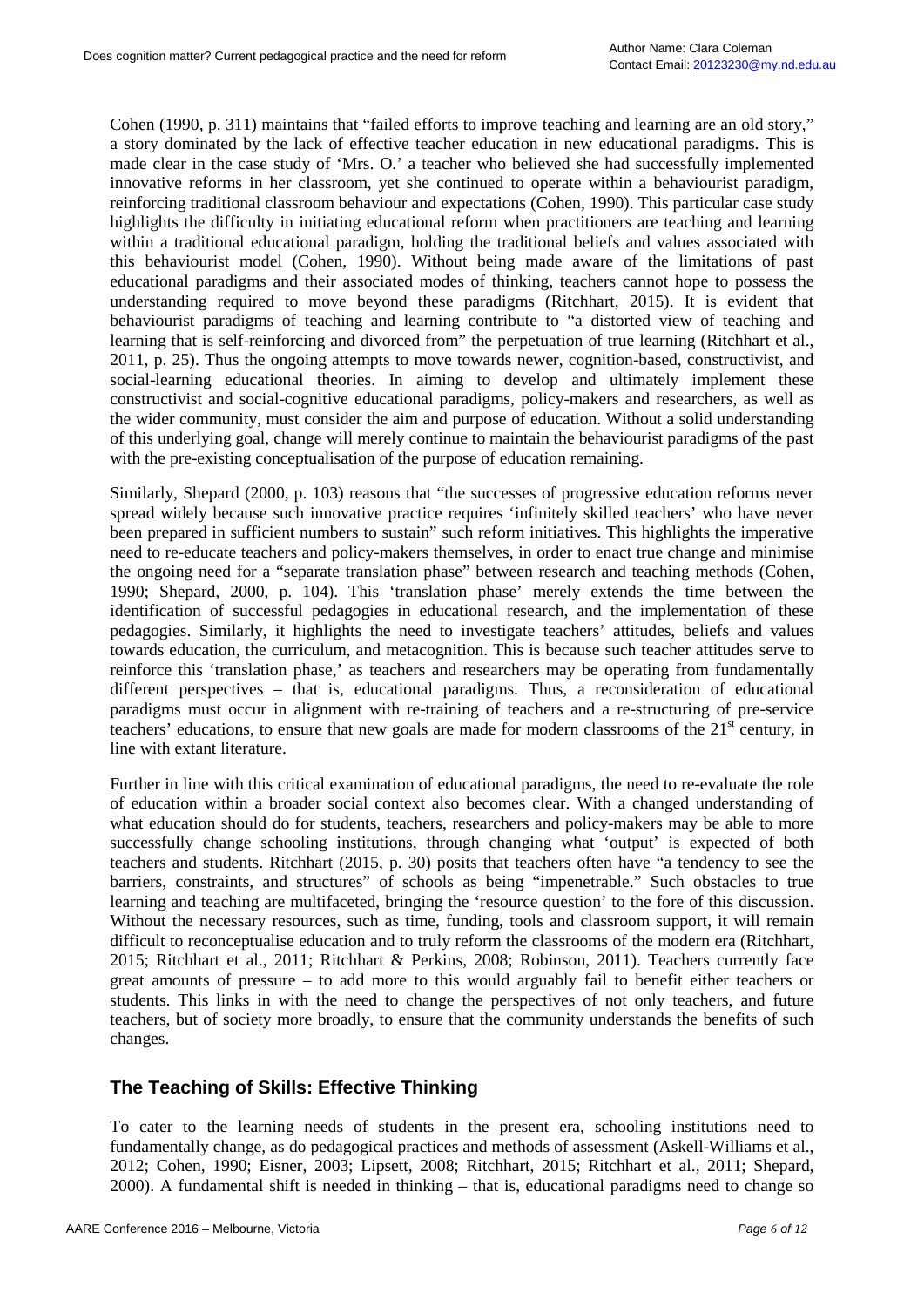Cohen (1990, p. 311) maintains that "failed efforts to improve teaching and learning are an old story," a story dominated by the lack of effective teacher education in new educational paradigms. This is made clear in the case study of 'Mrs. O.' a teacher who believed she had successfully implemented innovative reforms in her classroom, yet she continued to operate within a behaviourist paradigm, reinforcing traditional classroom behaviour and expectations (Cohen, 1990). This particular case study highlights the difficulty in initiating educational reform when practitioners are teaching and learning within a traditional educational paradigm, holding the traditional beliefs and values associated with this behaviourist model (Cohen, 1990). Without being made aware of the limitations of past educational paradigms and their associated modes of thinking, teachers cannot hope to possess the understanding required to move beyond these paradigms (Ritchhart, 2015). It is evident that behaviourist paradigms of teaching and learning contribute to "a distorted view of teaching and learning that is self-reinforcing and divorced from" the perpetuation of true learning (Ritchhart et al., 2011, p. 25). Thus the ongoing attempts to move towards newer, cognition-based, constructivist, and social-learning educational theories. In aiming to develop and ultimately implement these constructivist and social-cognitive educational paradigms, policy-makers and researchers, as well as the wider community, must consider the aim and purpose of education. Without a solid understanding of this underlying goal, change will merely continue to maintain the behaviourist paradigms of the past with the pre-existing conceptualisation of the purpose of education remaining.

Similarly, Shepard (2000, p. 103) reasons that "the successes of progressive education reforms never spread widely because such innovative practice requires 'infinitely skilled teachers' who have never been prepared in sufficient numbers to sustain" such reform initiatives. This highlights the imperative need to re-educate teachers and policy-makers themselves, in order to enact true change and minimise the ongoing need for a "separate translation phase" between research and teaching methods (Cohen, 1990; Shepard, 2000, p. 104). This 'translation phase' merely extends the time between the identification of successful pedagogies in educational research, and the implementation of these pedagogies. Similarly, it highlights the need to investigate teachers' attitudes, beliefs and values towards education, the curriculum, and metacognition. This is because such teacher attitudes serve to reinforce this 'translation phase,' as teachers and researchers may be operating from fundamentally different perspectives – that is, educational paradigms. Thus, a reconsideration of educational paradigms must occur in alignment with re-training of teachers and a re-structuring of pre-service teachers' educations, to ensure that new goals are made for modern classrooms of the 21st century, in line with extant literature.

Further in line with this critical examination of educational paradigms, the need to re-evaluate the role of education within a broader social context also becomes clear. With a changed understanding of what education should do for students, teachers, researchers and policy-makers may be able to more successfully change schooling institutions, through changing what 'output' is expected of both teachers and students. Ritchhart (2015, p. 30) posits that teachers often have "a tendency to see the barriers, constraints, and structures" of schools as being "impenetrable." Such obstacles to true learning and teaching are multifaceted, bringing the 'resource question' to the fore of this discussion. Without the necessary resources, such as time, funding, tools and classroom support, it will remain difficult to reconceptualise education and to truly reform the classrooms of the modern era (Ritchhart, 2015; Ritchhart et al., 2011; Ritchhart & Perkins, 2008; Robinson, 2011). Teachers currently face great amounts of pressure – to add more to this would arguably fail to benefit either teachers or students. This links in with the need to change the perspectives of not only teachers, and future teachers, but of society more broadly, to ensure that the community understands the benefits of such changes.

## The Teaching of Skills: Effective Thinking

To cater to the learning needs of students in the present era, schooling institutions need to fundamentally change, as do pedagogical practices and methods of assessment (Askell-Williams et al., 2012; Cohen, 1990; Eisner, 2003; Lipsett, 2008; Ritchhart, 2015; Ritchhart et al., 2011; Shepard, 2000). A fundamental shift is needed in thinking – that is, educational paradigms need to change so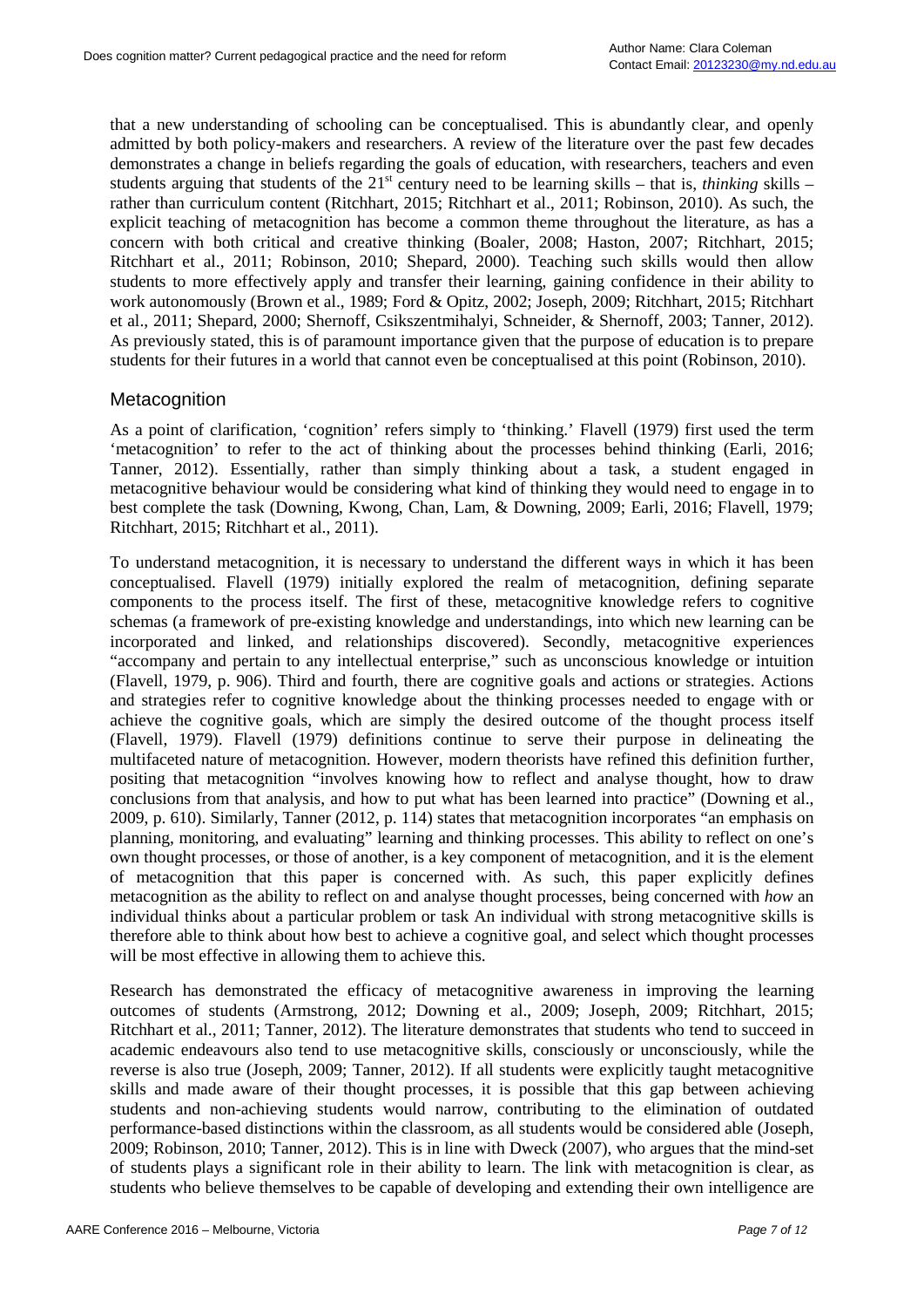that a new understanding of schooling can be conceptualised. This is abundantly clear, and openly admitted by both policy-makers and researchers. A review of the literature over the past few decades demonstrates a change in beliefs regarding the goals of education, with researchers, teachers and even students arguing that students of the 21st century need to be learning skills – that is, *thinking* skills – rather than curriculum content (Ritchhart, 2015; Ritchhart et al., 2011; Robinson, 2010). As such, the explicit teaching of metacognition has become a common theme throughout the literature, as has a concern with both critical and creative thinking (Boaler, 2008; Haston, 2007; Ritchhart, 2015; Ritchhart et al., 2011; Robinson, 2010; Shepard, 2000). Teaching such skills would then allow students to more effectively apply and transfer their learning, gaining confidence in their ability to work autonomously (Brown et al., 1989; Ford & Opitz, 2002; Joseph, 2009; Ritchhart, 2015; Ritchhart et al., 2011; Shepard, 2000; Shernoff, Csikszentmihalyi, Schneider, & Shernoff, 2003; Tanner, 2012). As previously stated, this is of paramount importance given that the purpose of education is to prepare students for their futures in a world that cannot even be conceptualised at this point (Robinson, 2010).

## Metacognition

As a point of clarification, 'cognition' refers simply to 'thinking.' Flavell (1979) first used the term 'metacognition' to refer to the act of thinking about the processes behind thinking (Earli, 2016; Tanner, 2012). Essentially, rather than simply thinking about a task, a student engaged in metacognitive behaviour would be considering what kind of thinking they would need to engage in to best complete the task (Downing, Kwong, Chan, Lam, & Downing, 2009; Earli, 2016; Flavell, 1979; Ritchhart, 2015; Ritchhart et al., 2011).

To understand metacognition, it is necessary to understand the different ways in which it has been conceptualised. Flavell (1979) initially explored the realm of metacognition, defining separate components to the process itself. The first of these, metacognitive knowledge refers to cognitive schemas (a framework of pre-existing knowledge and understandings, into which new learning can be incorporated and linked, and relationships discovered). Secondly, metacognitive experiences "accompany and pertain to any intellectual enterprise," such as unconscious knowledge or intuition (Flavell, 1979, p. 906). Third and fourth, there are cognitive goals and actions or strategies. Actions and strategies refer to cognitive knowledge about the thinking processes needed to engage with or achieve the cognitive goals, which are simply the desired outcome of the thought process itself (Flavell, 1979). Flavell (1979) definitions continue to serve their purpose in delineating the multifaceted nature of metacognition. However, modern theorists have refined this definition further, positing that metacognition "involves knowing how to reflect and analyse thought, how to draw conclusions from that analysis, and how to put what has been learned into practice" (Downing et al., 2009, p. 610). Similarly, Tanner (2012, p. 114) states that metacognition incorporates "an emphasis on planning, monitoring, and evaluating" learning and thinking processes. This ability to reflect on one's own thought processes, or those of another, is a key component of metacognition, and it is the element of metacognition that this paper is concerned with. As such, this paper explicitly defines metacognition as the ability to reflect on and analyse thought processes, being concerned with *how* an individual thinks about a particular problem or task An individual with strong metacognitive skills is therefore able to think about how best to achieve a cognitive goal, and select which thought processes will be most effective in allowing them to achieve this.

Research has demonstrated the efficacy of metacognitive awareness in improving the learning outcomes of students (Armstrong, 2012; Downing et al., 2009; Joseph, 2009; Ritchhart, 2015; Ritchhart et al., 2011; Tanner, 2012). The literature demonstrates that students who tend to succeed in academic endeavours also tend to use metacognitive skills, consciously or unconsciously, while the reverse is also true (Joseph, 2009; Tanner, 2012). If all students were explicitly taught metacognitive skills and made aware of their thought processes, it is possible that this gap between achieving students and non-achieving students would narrow, contributing to the elimination of outdated performance-based distinctions within the classroom, as all students would be considered able (Joseph, 2009; Robinson, 2010; Tanner, 2012). This is in line with Dweck (2007), who argues that the mind-set of students plays a significant role in their ability to learn. The link with metacognition is clear, as students who believe themselves to be capable of developing and extending their own intelligence are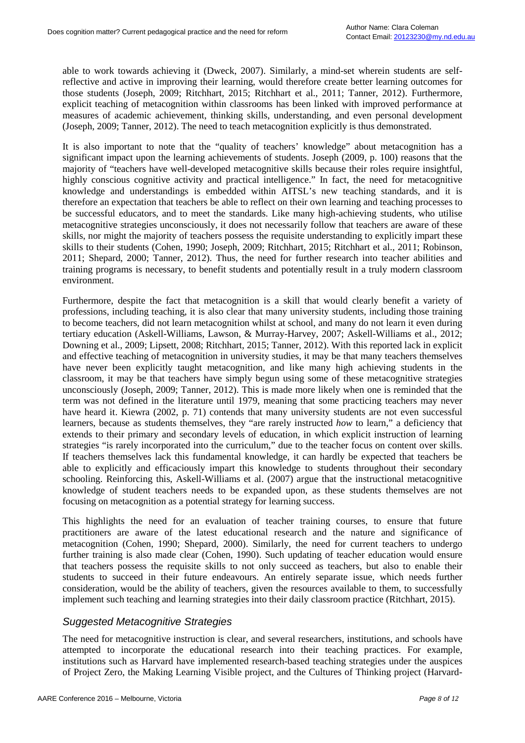able to work towards achieving it (Dweck, 2007). Similarly, a mind-set wherein students are self-reflective and active in improving their learning, would therefore create better learning outcomes for those students (Joseph, 2009; Ritchhart, 2015; Ritchhart et al., 2011; Tanner, 2012). Furthermore, explicit teaching of metacognition within classrooms has been linked with improved performance at measures of academic achievement, thinking skills, understanding, and even personal development (Joseph, 2009; Tanner, 2012). The need to teach metacognition explicitly is thus demonstrated.

It is also important to note that the "quality of teachers' knowledge" about metacognition has a significant impact upon the learning achievements of students. Joseph (2009, p. 100) reasons that the majority of "teachers have well-developed metacognitive skills because their roles require insightful, highly conscious cognitive activity and practical intelligence." In fact, the need for metacognitive knowledge and understandings is embedded within AITSL's new teaching standards, and it is therefore an expectation that teachers be able to reflect on their own learning and teaching processes to be successful educators, and to meet the standards. Like many high-achieving students, who utilise metacognitive strategies unconsciously, it does not necessarily follow that teachers are aware of these skills, nor might the majority of teachers possess the requisite understanding to explicitly impart these skills to their students (Cohen, 1990; Joseph, 2009; Ritchhart, 2015; Ritchhart et al., 2011; Robinson, 2011; Shepard, 2000; Tanner, 2012). Thus, the need for further research into teacher abilities and training programs is necessary, to benefit students and potentially result in a truly modern classroom environment.

Furthermore, despite the fact that metacognition is a skill that would clearly benefit a variety of professions, including teaching, it is also clear that many university students, including those training to become teachers, did not learn metacognition whilst at school, and many do not learn it even during tertiary education (Askell-Williams, Lawson, & Murray-Harvey, 2007; Askell-Williams et al., 2012; Downing et al., 2009; Lipsett, 2008; Ritchhart, 2015; Tanner, 2012). With this reported lack in explicit and effective teaching of metacognition in university studies, it may be that many teachers themselves have never been explicitly taught metacognition, and like many high achieving students in the classroom, it may be that teachers have simply begun using some of these metacognitive strategies unconsciously (Joseph, 2009; Tanner, 2012). This is made more likely when one is reminded that the term was not defined in the literature until 1979, meaning that some practicing teachers may never have heard it. Kiewra (2002, p. 71) contends that many university students are not even successful learners, because as students themselves, they "are rarely instructed *how* to learn," a deficiency that extends to their primary and secondary levels of education, in which explicit instruction of learning strategies "is rarely incorporated into the curriculum," due to the teacher focus on content over skills. If teachers themselves lack this fundamental knowledge, it can hardly be expected that teachers be able to explicitly and efficaciously impart this knowledge to students throughout their secondary schooling. Reinforcing this, Askell-Williams et al. (2007) argue that the instructional metacognitive knowledge of student teachers needs to be expanded upon, as these students themselves are not focusing on metacognition as a potential strategy for learning success.

This highlights the need for an evaluation of teacher training courses, to ensure that future practitioners are aware of the latest educational research and the nature and significance of metacognition (Cohen, 1990; Shepard, 2000). Similarly, the need for current teachers to undergo further training is also made clear (Cohen, 1990). Such updating of teacher education would ensure that teachers possess the requisite skills to not only succeed as teachers, but also to enable their students to succeed in their future endeavours. An entirely separate issue, which needs further consideration, would be the ability of teachers, given the resources available to them, to successfully implement such teaching and learning strategies into their daily classroom practice (Ritchhart, 2015).

### *Suggested Metacognitive Strategies*

The need for metacognitive instruction is clear, and several researchers, institutions, and schools have attempted to incorporate the educational research into their teaching practices. For example, institutions such as Harvard have implemented research-based teaching strategies under the auspices of Project Zero, the Making Learning Visible project, and the Cultures of Thinking project (Harvard-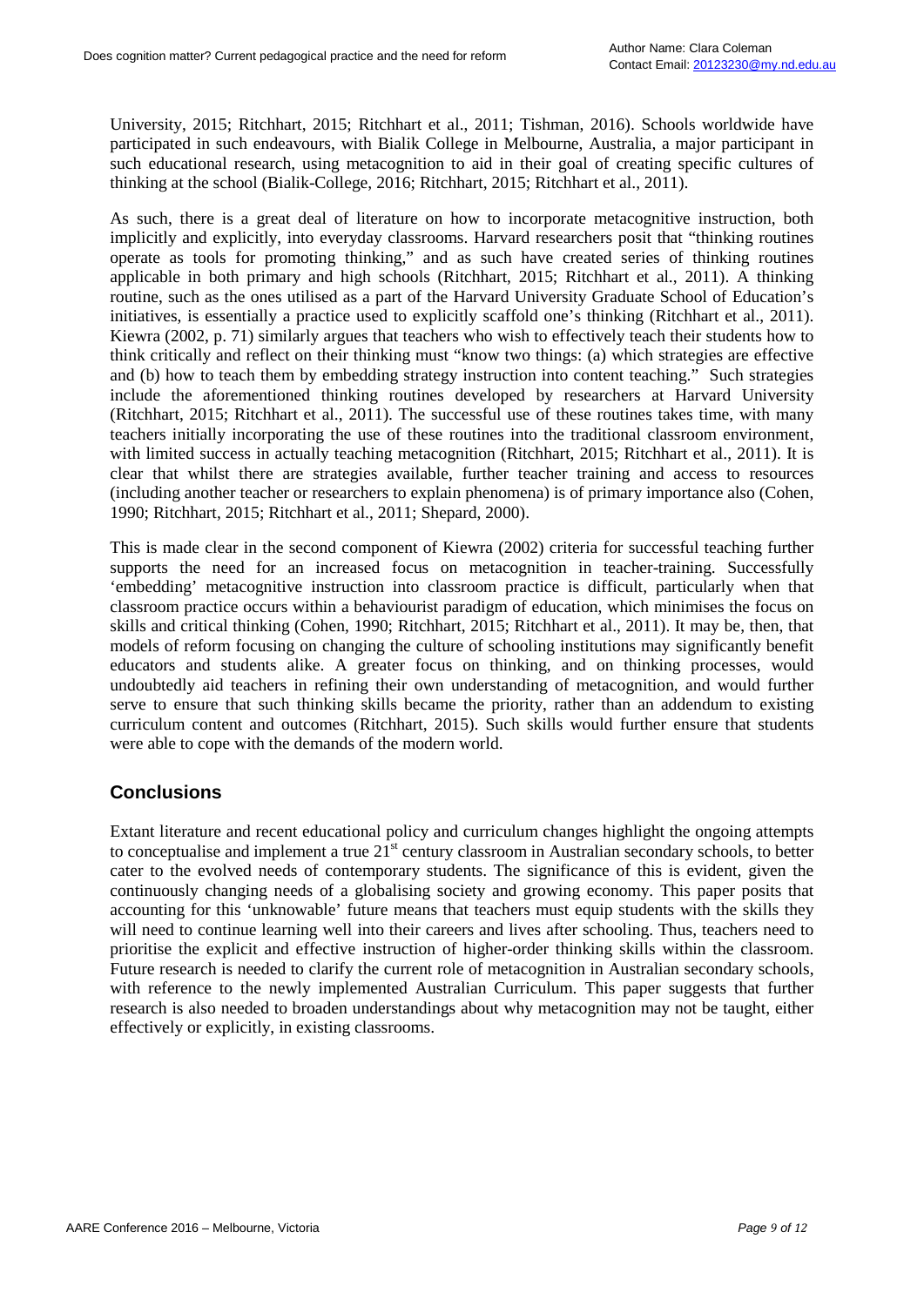University, 2015; Ritchhart, 2015; Ritchhart et al., 2011; Tishman, 2016). Schools worldwide have participated in such endeavours, with Bialik College in Melbourne, Australia, a major participant in such educational research, using metacognition to aid in their goal of creating specific cultures of thinking at the school (Bialik-College, 2016; Ritchhart, 2015; Ritchhart et al., 2011).

As such, there is a great deal of literature on how to incorporate metacognitive instruction, both implicitly and explicitly, into everyday classrooms. Harvard researchers posit that "thinking routines operate as tools for promoting thinking," and as such have created series of thinking routines applicable in both primary and high schools (Ritchhart, 2015; Ritchhart et al., 2011). A thinking routine, such as the ones utilised as a part of the Harvard University Graduate School of Education's initiatives, is essentially a practice used to explicitly scaffold one's thinking (Ritchhart et al., 2011). Kiewra (2002, p. 71) similarly argues that teachers who wish to effectively teach their students how to think critically and reflect on their thinking must "know two things: (a) which strategies are effective and (b) how to teach them by embedding strategy instruction into content teaching." Such strategies include the aforementioned thinking routines developed by researchers at Harvard University (Ritchhart, 2015; Ritchhart et al., 2011). The successful use of these routines takes time, with many teachers initially incorporating the use of these routines into the traditional classroom environment, with limited success in actually teaching metacognition (Ritchhart, 2015; Ritchhart et al., 2011). It is clear that whilst there are strategies available, further teacher training and access to resources (including another teacher or researchers to explain phenomena) is of primary importance also (Cohen, 1990; Ritchhart, 2015; Ritchhart et al., 2011; Shepard, 2000).

This is made clear in the second component of Kiewra (2002) criteria for successful teaching further supports the need for an increased focus on metacognition in teacher-training. Successfully 'embedding' metacognitive instruction into classroom practice is difficult, particularly when that classroom practice occurs within a behaviourist paradigm of education, which minimises the focus on skills and critical thinking (Cohen, 1990; Ritchhart, 2015; Ritchhart et al., 2011). It may be, then, that models of reform focusing on changing the culture of schooling institutions may significantly benefit educators and students alike. A greater focus on thinking, and on thinking processes, would undoubtedly aid teachers in refining their own understanding of metacognition, and would further serve to ensure that such thinking skills became the priority, rather than an addendum to existing curriculum content and outcomes (Ritchhart, 2015). Such skills would further ensure that students were able to cope with the demands of the modern world.

## Conclusions

Extant literature and recent educational policy and curriculum changes highlight the ongoing attempts to conceptualise and implement a true 21st century classroom in Australian secondary schools, to better cater to the evolved needs of contemporary students. The significance of this is evident, given the continuously changing needs of a globalising society and growing economy. This paper posits that accounting for this 'unknowable' future means that teachers must equip students with the skills they will need to continue learning well into their careers and lives after schooling. Thus, teachers need to prioritise the explicit and effective instruction of higher-order thinking skills within the classroom. Future research is needed to clarify the current role of metacognition in Australian secondary schools, with reference to the newly implemented Australian Curriculum. This paper suggests that further research is also needed to broaden understandings about why metacognition may not be taught, either effectively or explicitly, in existing classrooms.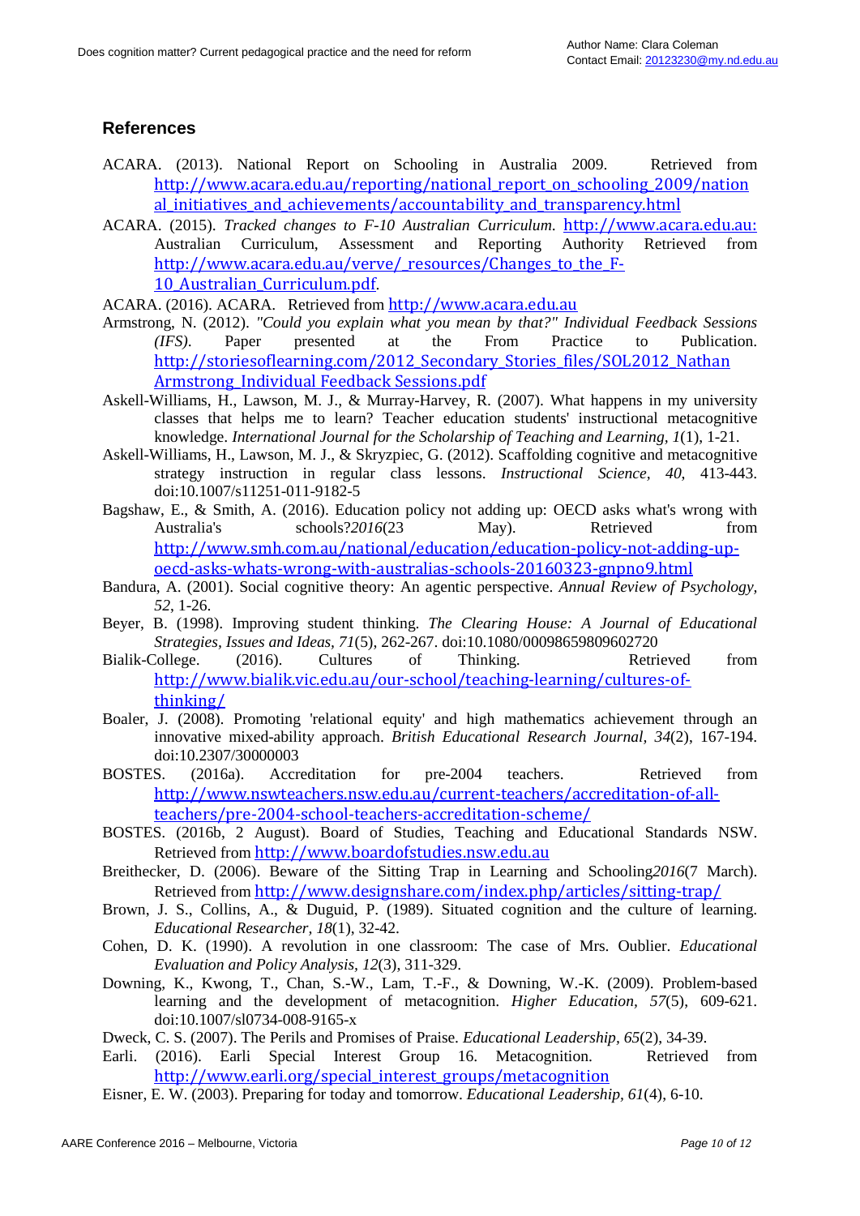## References

ACARA. (2013). National Report on Schooling in Australia 2009. Retrieved from http://www.acara.edu.au/reporting/national_report_on_schooling_2009/national_initiatives_and_achievements/accountability_and_transparency.html

ACARA. (2015). *Tracked changes to F-10 Australian Curriculum*. http://www.acara.edu.au: Australian Curriculum, Assessment and Reporting Authority Retrieved from http://www.acara.edu.au/verve/_resources/Changes_to_the_F-10_Australian_Curriculum.pdf.

ACARA. (2016). ACARA. Retrieved from http://www.acara.edu.au

Armstrong, N. (2012). *"Could you explain what you mean by that?" Individual Feedback Sessions (IFS)*. Paper presented at the From Practice to Publication. http://storiesoflearning.com/2012_Secondary_Stories_files/SOL2012_Nathan Armstrong_Individual Feedback Sessions.pdf

Askell-Williams, H., Lawson, M. J., & Murray-Harvey, R. (2007). What happens in my university classes that helps me to learn? Teacher education students' instructional metacognitive knowledge. *International Journal for the Scholarship of Teaching and Learning, 1*(1), 1-21.

Askell-Williams, H., Lawson, M. J., & Skryzpiec, G. (2012). Scaffolding cognitive and metacognitive strategy instruction in regular class lessons. *Instructional Science, 40*, 413-443. doi:10.1007/s11251-011-9182-5

Bagshaw, E., & Smith, A. (2016). Education policy not adding up: OECD asks what's wrong with Australia's schools?*2016*(23 May). Retrieved from http://www.smh.com.au/national/education/education-policy-not-adding-up-oecd-asks-whats-wrong-with-australias-schools-20160323-gnpno9.html

Bandura, A. (2001). Social cognitive theory: An agentic perspective. *Annual Review of Psychology, 52*, 1-26.

Beyer, B. (1998). Improving student thinking. *The Clearing House: A Journal of Educational Strategies, Issues and Ideas, 71*(5), 262-267. doi:10.1080/00098659809602720

Bialik-College. (2016). Cultures of Thinking. Retrieved from http://www.bialik.vic.edu.au/our-school/teaching-learning/cultures-of-thinking/

Boaler, J. (2008). Promoting 'relational equity' and high mathematics achievement through an innovative mixed-ability approach. *British Educational Research Journal, 34*(2), 167-194. doi:10.2307/30000003

BOSTES. (2016a). Accreditation for pre-2004 teachers. Retrieved from http://www.nswteachers.nsw.edu.au/current-teachers/accreditation-of-all-teachers/pre-2004-school-teachers-accreditation-scheme/

BOSTES. (2016b, 2 August). Board of Studies, Teaching and Educational Standards NSW. Retrieved from http://www.boardofstudies.nsw.edu.au

Breithecker, D. (2006). Beware of the Sitting Trap in Learning and Schooling*2016*(7 March). Retrieved from http://www.designshare.com/index.php/articles/sitting-trap/

Brown, J. S., Collins, A., & Duguid, P. (1989). Situated cognition and the culture of learning. *Educational Researcher, 18*(1), 32-42.

Cohen, D. K. (1990). A revolution in one classroom: The case of Mrs. Oublier. *Educational Evaluation and Policy Analysis, 12*(3), 311-329.

Downing, K., Kwong, T., Chan, S.-W., Lam, T.-F., & Downing, W.-K. (2009). Problem-based learning and the development of metacognition. *Higher Education, 57*(5), 609-621. doi:10.1007/sl0734-008-9165-x

Dweck, C. S. (2007). The Perils and Promises of Praise. *Educational Leadership, 65*(2), 34-39.

Earli. (2016). Earli Special Interest Group 16. Metacognition. Retrieved from http://www.earli.org/special_interest_groups/metacognition

Eisner, E. W. (2003). Preparing for today and tomorrow. *Educational Leadership, 61*(4), 6-10.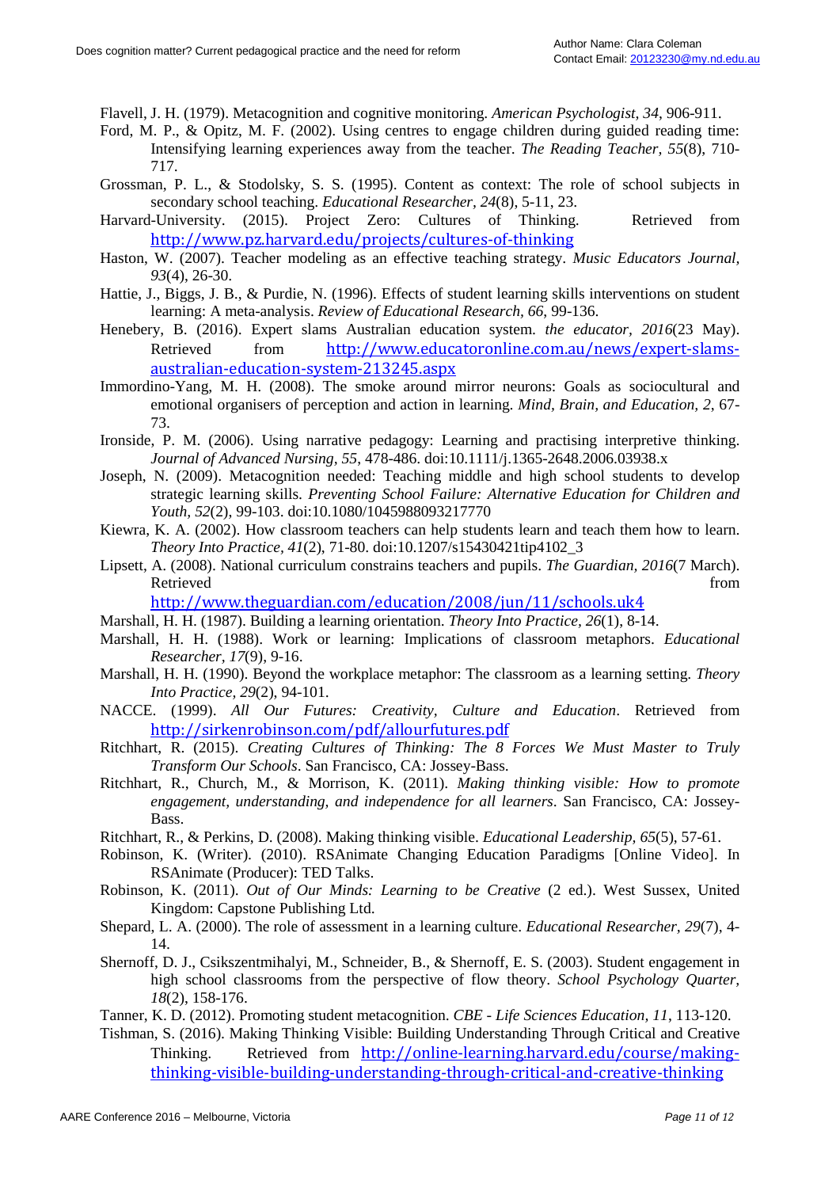Flavell, J. H. (1979). Metacognition and cognitive monitoring. *American Psychologist, 34*, 906-911.

Ford, M. P., & Opitz, M. F. (2002). Using centres to engage children during guided reading time: Intensifying learning experiences away from the teacher. *The Reading Teacher, 55*(8), 710-717.

Grossman, P. L., & Stodolsky, S. S. (1995). Content as context: The role of school subjects in secondary school teaching. *Educational Researcher, 24*(8), 5-11, 23.

Harvard-University. (2015). Project Zero: Cultures of Thinking. Retrieved from http://www.pz.harvard.edu/projects/cultures-of-thinking

Haston, W. (2007). Teacher modeling as an effective teaching strategy. *Music Educators Journal, 93*(4), 26-30.

Hattie, J., Biggs, J. B., & Purdie, N. (1996). Effects of student learning skills interventions on student learning: A meta-analysis. *Review of Educational Research, 66*, 99-136.

Henebery, B. (2016). Expert slams Australian education system. *the educator, 2016*(23 May). Retrieved from http://www.educatoronline.com.au/news/expert-slams-australian-education-system-213245.aspx

Immordino-Yang, M. H. (2008). The smoke around mirror neurons: Goals as sociocultural and emotional organisers of perception and action in learning. *Mind, Brain, and Education, 2*, 67-73.

Ironside, P. M. (2006). Using narrative pedagogy: Learning and practising interpretive thinking. *Journal of Advanced Nursing, 55*, 478-486. doi:10.1111/j.1365-2648.2006.03938.x

Joseph, N. (2009). Metacognition needed: Teaching middle and high school students to develop strategic learning skills. *Preventing School Failure: Alternative Education for Children and Youth, 52*(2), 99-103. doi:10.1080/1045988093217770

Kiewra, K. A. (2002). How classroom teachers can help students learn and teach them how to learn. *Theory Into Practice, 41*(2), 71-80. doi:10.1207/s15430421tip4102_3

Lipsett, A. (2008). National curriculum constrains teachers and pupils. *The Guardian, 2016*(7 March). Retrieved from http://www.theguardian.com/education/2008/jun/11/schools.uk4

Marshall, H. H. (1987). Building a learning orientation. *Theory Into Practice, 26*(1), 8-14.

Marshall, H. H. (1988). Work or learning: Implications of classroom metaphors. *Educational Researcher, 17*(9), 9-16.

Marshall, H. H. (1990). Beyond the workplace metaphor: The classroom as a learning setting. *Theory Into Practice, 29*(2), 94-101.

NACCE. (1999). *All Our Futures: Creativity, Culture and Education*. Retrieved from http://sirkenrobinson.com/pdf/allourfutures.pdf

Ritchhart, R. (2015). *Creating Cultures of Thinking: The 8 Forces We Must Master to Truly Transform Our Schools*. San Francisco, CA: Jossey-Bass.

Ritchhart, R., Church, M., & Morrison, K. (2011). *Making thinking visible: How to promote engagement, understanding, and independence for all learners*. San Francisco, CA: Jossey-Bass.

Ritchhart, R., & Perkins, D. (2008). Making thinking visible. *Educational Leadership, 65*(5), 57-61.

Robinson, K. (Writer). (2010). RSAnimate Changing Education Paradigms [Online Video]. In RSAnimate (Producer): TED Talks.

Robinson, K. (2011). *Out of Our Minds: Learning to be Creative* (2 ed.). West Sussex, United Kingdom: Capstone Publishing Ltd.

Shepard, L. A. (2000). The role of assessment in a learning culture. *Educational Researcher, 29*(7), 4-14.

Shernoff, D. J., Csikszentmihalyi, M., Schneider, B., & Shernoff, E. S. (2003). Student engagement in high school classrooms from the perspective of flow theory. *School Psychology Quarter, 18*(2), 158-176.

Tanner, K. D. (2012). Promoting student metacognition. *CBE - Life Sciences Education, 11*, 113-120.

Tishman, S. (2016). Making Thinking Visible: Building Understanding Through Critical and Creative Thinking. Retrieved from http://online-learning.harvard.edu/course/making-thinking-visible-building-understanding-through-critical-and-creative-thinking